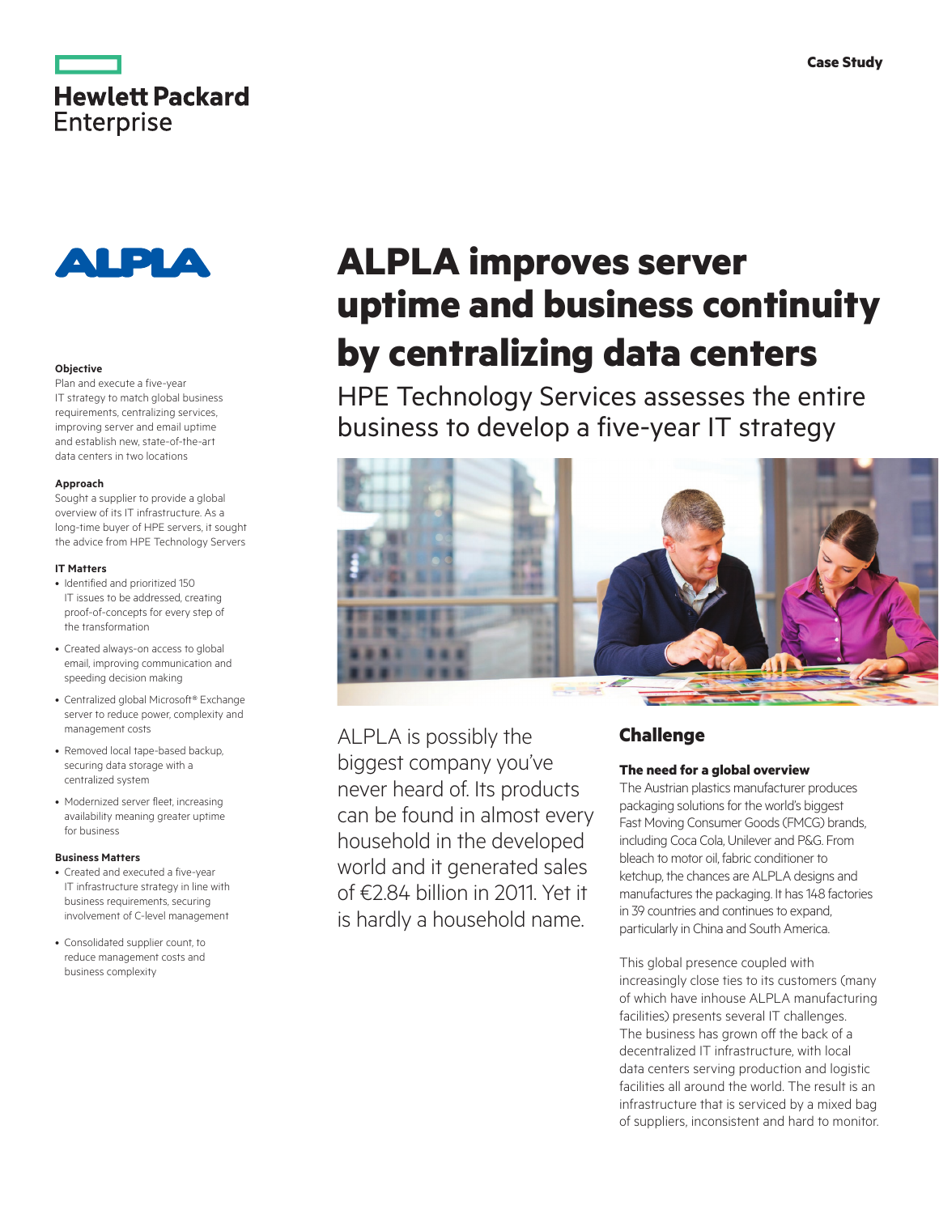Hewlett Packard Enterprise

Case Study

ALPLA

# ALPLA improves server uptime and business continuity by centralizing data centers

## HPE Technology Services assesses the entire business to develop a five-year IT strategy

**Objective**

Plan and execute a five-year IT strategy to match global business requirements, centralizing services, improving server and email uptime and establish new, state-of-the-art data centers in two locations

**Approach**

Sought a supplier to provide a global overview of its IT infrastructure. As a long-time buyer of HPE servers, it sought the advice from HPE Technology Servers

**IT Matters**

- Identified and prioritized 150 IT issues to be addressed, creating proof-of-concepts for every step of the transformation
- Created always-on access to global email, improving communication and speeding decision making
- Centralized global Microsoft® Exchange server to reduce power, complexity and management costs
- Removed local tape-based backup, securing data storage with a centralized system
- Modernized server fleet, increasing availability meaning greater uptime for business

**Business Matters**

- Created and executed a five-year IT infrastructure strategy in line with business requirements, securing involvement of C-level management
- Consolidated supplier count, to reduce management costs and business complexity

ALPLA is possibly the biggest company you've never heard of. Its products can be found in almost every household in the developed world and it generated sales of €2.84 billion in 2011. Yet it is hardly a household name.

## Challenge

### The need for a global overview

The Austrian plastics manufacturer produces packaging solutions for the world's biggest Fast Moving Consumer Goods (FMCG) brands, including Coca Cola, Unilever and P&G. From bleach to motor oil, fabric conditioner to ketchup, the chances are ALPLA designs and manufactures the packaging. It has 148 factories in 39 countries and continues to expand, particularly in China and South America.

This global presence coupled with increasingly close ties to its customers (many of which have inhouse ALPLA manufacturing facilities) presents several IT challenges. The business has grown off the back of a decentralized IT infrastructure, with local data centers serving production and logistic facilities all around the world. The result is an infrastructure that is serviced by a mixed bag of suppliers, inconsistent and hard to monitor.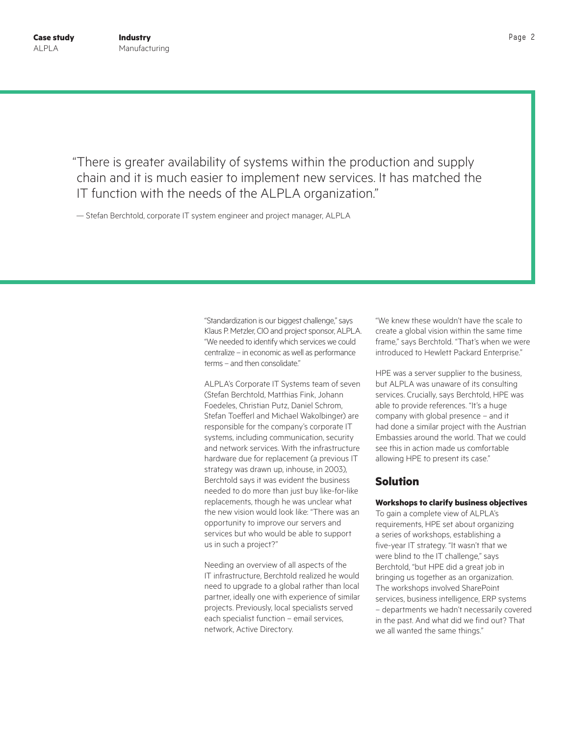> "There is greater availability of systems within the production and supply chain and it is much easier to implement new services. It has matched the IT function with the needs of the ALPLA organization."
>
> — Stefan Berchtold, corporate IT system engineer and project manager, ALPLA

"Standardization is our biggest challenge," says Klaus P. Metzler, CIO and project sponsor, ALPLA. "We needed to identify which services we could centralize – in economic as well as performance terms – and then consolidate."

ALPLA's Corporate IT Systems team of seven (Stefan Berchtold, Matthias Fink, Johann Foedeles, Christian Putz, Daniel Schrom, Stefan Toefferl and Michael Wakolbinger) are responsible for the company's corporate IT systems, including communication, security and network services. With the infrastructure hardware due for replacement (a previous IT strategy was drawn up, inhouse, in 2003), Berchtold says it was evident the business needed to do more than just buy like-for-like replacements, though he was unclear what the new vision would look like: "There was an opportunity to improve our servers and services but who would be able to support us in such a project?"

Needing an overview of all aspects of the IT infrastructure, Berchtold realized he would need to upgrade to a global rather than local partner, ideally one with experience of similar projects. Previously, local specialists served each specialist function – email services, network, Active Directory.

"We knew these wouldn't have the scale to create a global vision within the same time frame," says Berchtold. "That's when we were introduced to Hewlett Packard Enterprise."

HPE was a server supplier to the business, but ALPLA was unaware of its consulting services. Crucially, says Berchtold, HPE was able to provide references. "It's a huge company with global presence – and it had done a similar project with the Austrian Embassies around the world. That we could see this in action made us comfortable allowing HPE to present its case."

## Solution

**Workshops to clarify business objectives**

To gain a complete view of ALPLA's requirements, HPE set about organizing a series of workshops, establishing a five-year IT strategy. "It wasn't that we were blind to the IT challenge," says Berchtold, "but HPE did a great job in bringing us together as an organization. The workshops involved SharePoint services, business intelligence, ERP systems – departments we hadn't necessarily covered in the past. And what did we find out? That we all wanted the same things."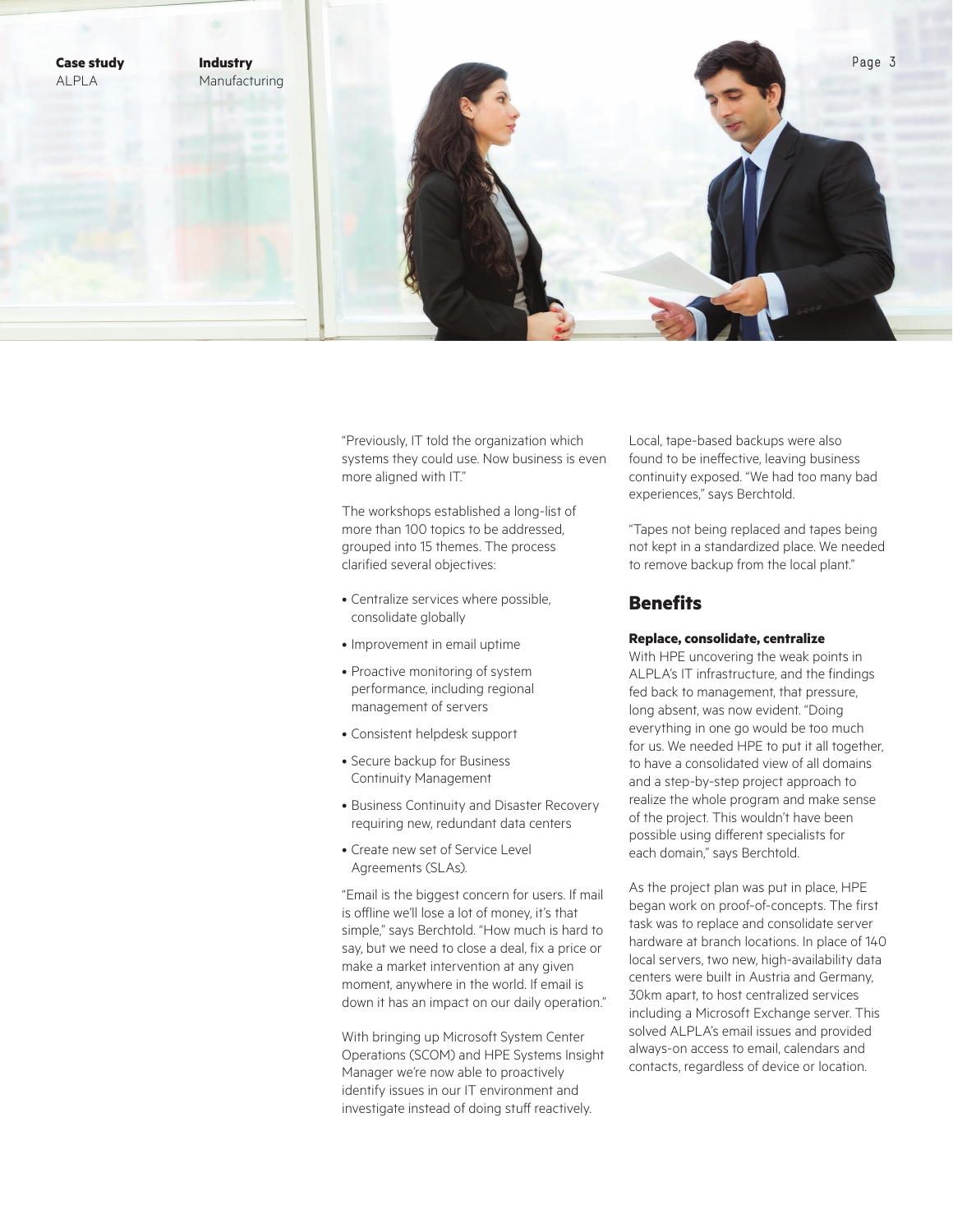"Previously, IT told the organization which systems they could use. Now business is even more aligned with IT."

The workshops established a long-list of more than 100 topics to be addressed, grouped into 15 themes. The process clarified several objectives:

- Centralize services where possible, consolidate globally
- Improvement in email uptime
- Proactive monitoring of system performance, including regional management of servers
- Consistent helpdesk support
- Secure backup for Business Continuity Management
- Business Continuity and Disaster Recovery requiring new, redundant data centers
- Create new set of Service Level Agreements (SLAs).

"Email is the biggest concern for users. If mail is offline we'll lose a lot of money, it's that simple," says Berchtold. "How much is hard to say, but we need to close a deal, fix a price or make a market intervention at any given moment, anywhere in the world. If email is down it has an impact on our daily operation."

With bringing up Microsoft System Center Operations (SCOM) and HPE Systems Insight Manager we're now able to proactively identify issues in our IT environment and investigate instead of doing stuff reactively.

Local, tape-based backups were also found to be ineffective, leaving business continuity exposed. "We had too many bad experiences," says Berchtold.

"Tapes not being replaced and tapes being not kept in a standardized place. We needed to remove backup from the local plant."

## Benefits

**Replace, consolidate, centralize**

With HPE uncovering the weak points in ALPLA's IT infrastructure, and the findings fed back to management, that pressure, long absent, was now evident. "Doing everything in one go would be too much for us. We needed HPE to put it all together, to have a consolidated view of all domains and a step-by-step project approach to realize the whole program and make sense of the project. This wouldn't have been possible using different specialists for each domain," says Berchtold.

As the project plan was put in place, HPE began work on proof-of-concepts. The first task was to replace and consolidate server hardware at branch locations. In place of 140 local servers, two new, high-availability data centers were built in Austria and Germany, 30km apart, to host centralized services including a Microsoft Exchange server. This solved ALPLA's email issues and provided always-on access to email, calendars and contacts, regardless of device or location.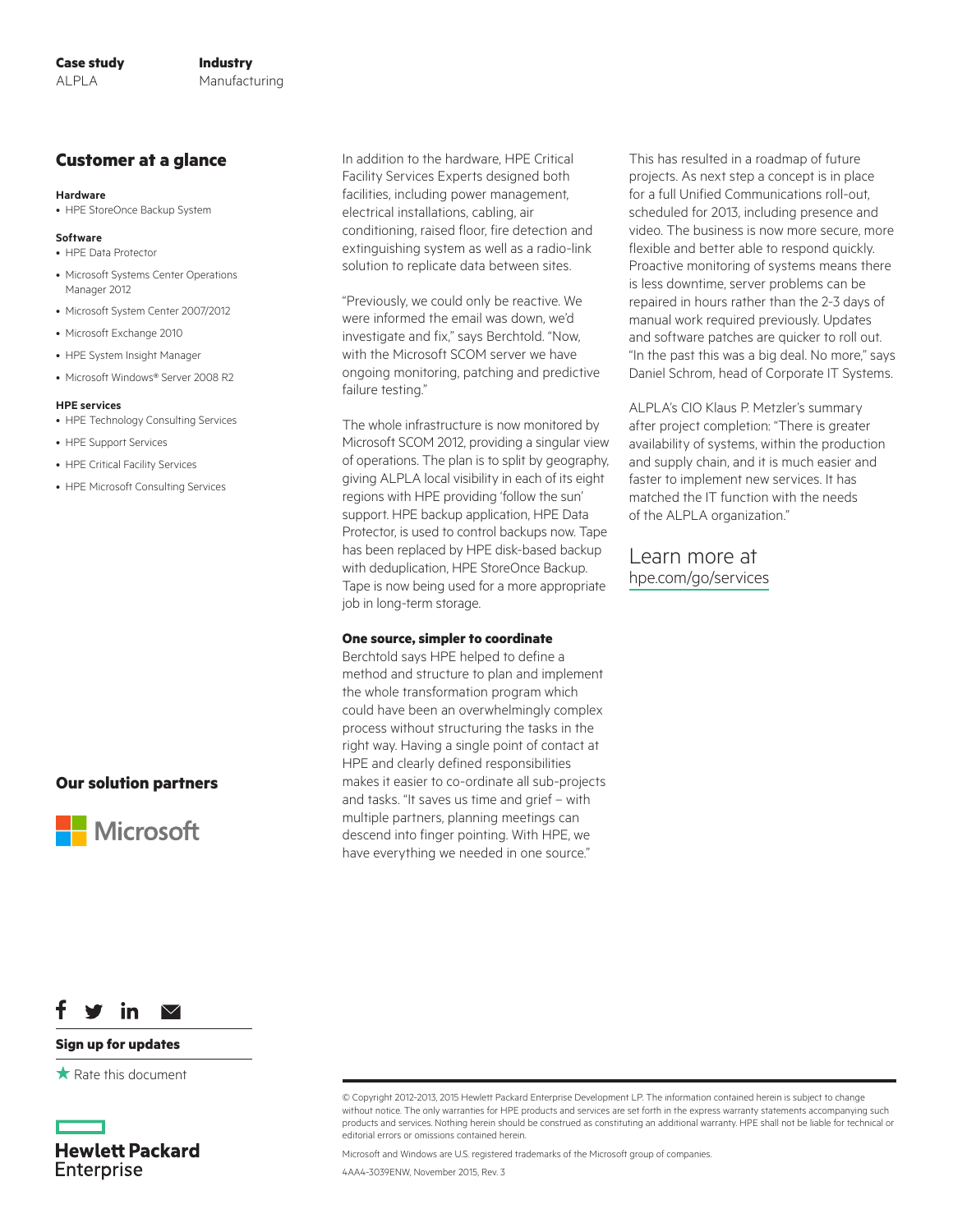**Case study**
ALPLA

**Industry**
Manufacturing

## Customer at a glance

**Hardware**
- HPE StoreOnce Backup System

**Software**
- HPE Data Protector
- Microsoft Systems Center Operations Manager 2012
- Microsoft System Center 2007/2012
- Microsoft Exchange 2010
- HPE System Insight Manager
- Microsoft Windows® Server 2008 R2

**HPE services**
- HPE Technology Consulting Services
- HPE Support Services
- HPE Critical Facility Services
- HPE Microsoft Consulting Services

In addition to the hardware, HPE Critical Facility Services Experts designed both facilities, including power management, electrical installations, cabling, air conditioning, raised floor, fire detection and extinguishing system as well as a radio-link solution to replicate data between sites.

"Previously, we could only be reactive. We were informed the email was down, we'd investigate and fix," says Berchtold. "Now, with the Microsoft SCOM server we have ongoing monitoring, patching and predictive failure testing."

The whole infrastructure is now monitored by Microsoft SCOM 2012, providing a singular view of operations. The plan is to split by geography, giving ALPLA local visibility in each of its eight regions with HPE providing 'follow the sun' support. HPE backup application, HPE Data Protector, is used to control backups now. Tape has been replaced by HPE disk-based backup with deduplication, HPE StoreOnce Backup. Tape is now being used for a more appropriate job in long-term storage.

### One source, simpler to coordinate

Berchtold says HPE helped to define a method and structure to plan and implement the whole transformation program which could have been an overwhelmingly complex process without structuring the tasks in the right way. Having a single point of contact at HPE and clearly defined responsibilities makes it easier to co-ordinate all sub-projects and tasks. "It saves us time and grief – with multiple partners, planning meetings can descend into finger pointing. With HPE, we have everything we needed in one source."

This has resulted in a roadmap of future projects. As next step a concept is in place for a full Unified Communications roll-out, scheduled for 2013, including presence and video. The business is now more secure, more flexible and better able to respond quickly. Proactive monitoring of systems means there is less downtime, server problems can be repaired in hours rather than the 2-3 days of manual work required previously. Updates and software patches are quicker to roll out. "In the past this was a big deal. No more," says Daniel Schrom, head of Corporate IT Systems.

ALPLA's CIO Klaus P. Metzler's summary after project completion: "There is greater availability of systems, within the production and supply chain, and it is much easier and faster to implement new services. It has matched the IT function with the needs of the ALPLA organization."

Learn more at
hpe.com/go/services

## Our solution partners

Microsoft

Sign up for updates

Rate this document

Hewlett Packard Enterprise

© Copyright 2012-2013, 2015 Hewlett Packard Enterprise Development LP. The information contained herein is subject to change without notice. The only warranties for HPE products and services are set forth in the express warranty statements accompanying such products and services. Nothing herein should be construed as constituting an additional warranty. HPE shall not be liable for technical or editorial errors or omissions contained herein.

Microsoft and Windows are U.S. registered trademarks of the Microsoft group of companies.

4AA4-3039ENW, November 2015, Rev. 3